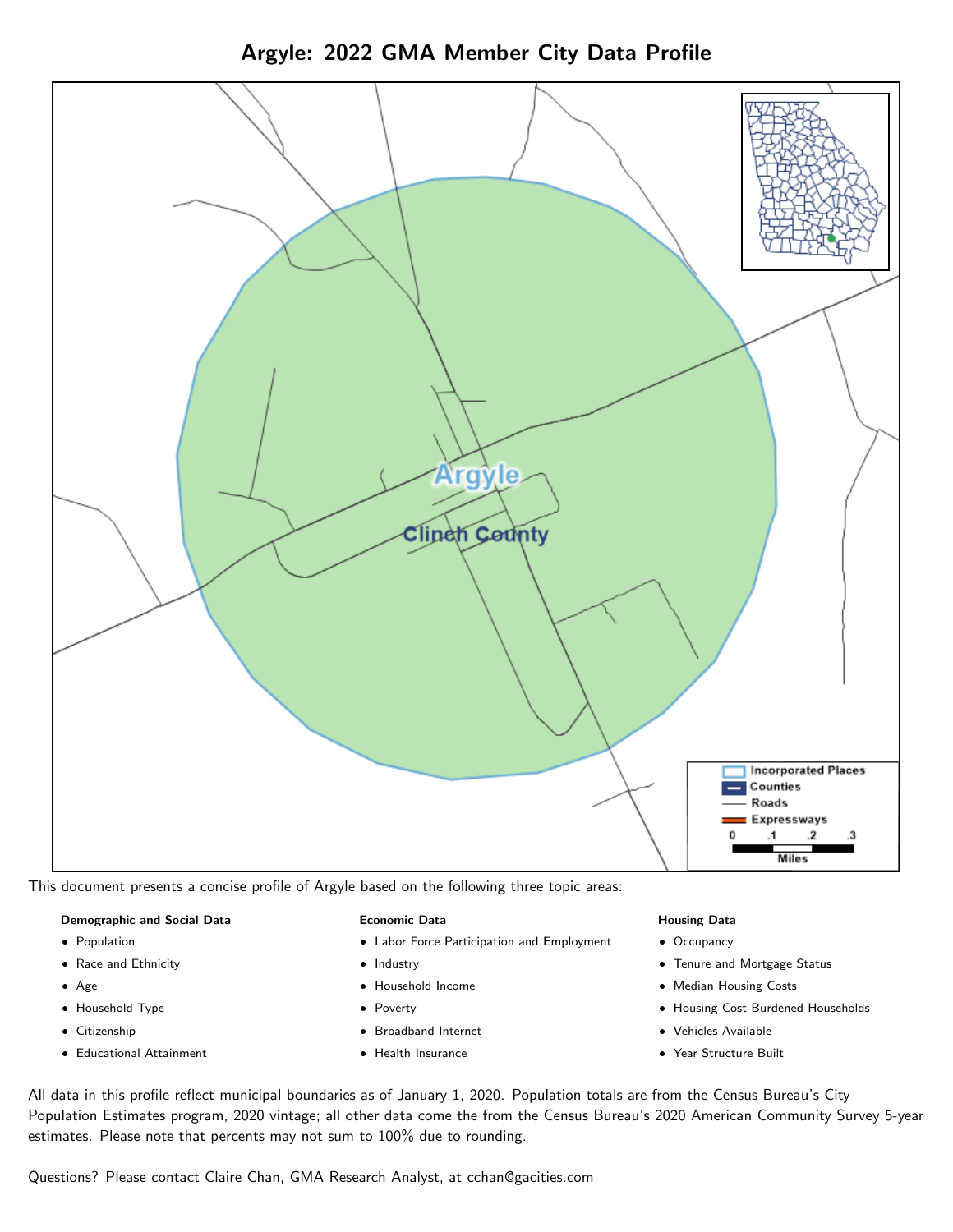# Argyle: 2022 GMA Member City Data Profile

Argyle

Clinch County

Incorporated Places
Counties
Roads
Expressways

0 .1 .2 .3
Miles

This document presents a concise profile of Argyle based on the following three topic areas:

**Demographic and Social Data**

- Population
- Race and Ethnicity
- Age
- Household Type
- Citizenship
- Educational Attainment

**Economic Data**

- Labor Force Participation and Employment
- Industry
- Household Income
- Poverty
- Broadband Internet
- Health Insurance

**Housing Data**

- Occupancy
- Tenure and Mortgage Status
- Median Housing Costs
- Housing Cost-Burdened Households
- Vehicles Available
- Year Structure Built

All data in this profile reflect municipal boundaries as of January 1, 2020. Population totals are from the Census Bureau's City Population Estimates program, 2020 vintage; all other data come the from the Census Bureau's 2020 American Community Survey 5-year estimates. Please note that percents may not sum to 100% due to rounding.

Questions? Please contact Claire Chan, GMA Research Analyst, at cchan@gacities.com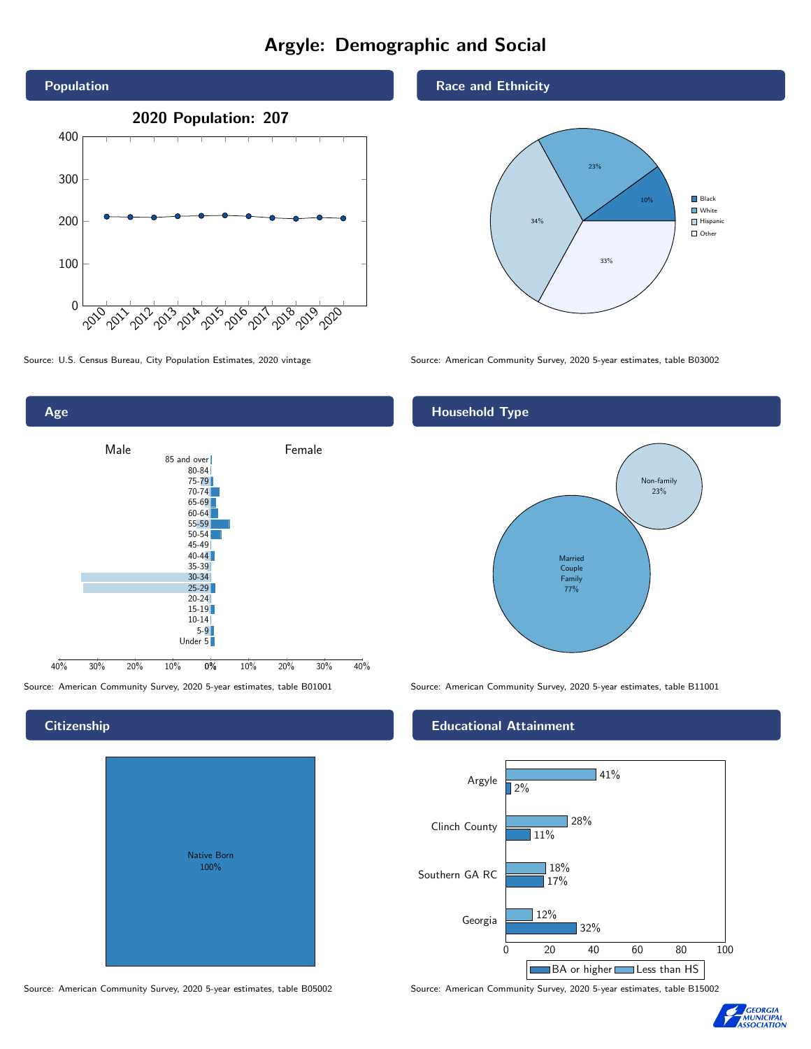# Argyle: Demographic and Social

## Population

2020 Population: 207

400
300
200
100
0

2010 2011 2012 2013 2014 2015 2016 2017 2018 2019 2020

Source: U.S. Census Bureau, City Population Estimates, 2020 vintage

## Race and Ethnicity

23%
10%
34%
33%

Black
White
Hispanic
Other

Source: American Community Survey, 2020 5-year estimates, table B03002

## Age

Male
Female

85 and over
80-84
75-79
70-74
65-69
60-64
55-59
50-54
45-49
40-44
35-39
30-34
25-29
20-24
15-19
10-14
5-9
Under 5

40% 30% 20% 10% 0% 0% 10% 20% 30% 40%

Source: American Community Survey, 2020 5-year estimates, table B01001

## Household Type

Non-family
23%

Married
Couple
Family
77%

Source: American Community Survey, 2020 5-year estimates, table B11001

## Citizenship

Native Born
100%

Source: American Community Survey, 2020 5-year estimates, table B05002

## Educational Attainment

Argyle
41%
2%

Clinch County
28%
11%

Southern GA RC
18%
17%

Georgia
12%
32%

0 20 40 60 80 100

BA or higher
Less than HS

Source: American Community Survey, 2020 5-year estimates, table B15002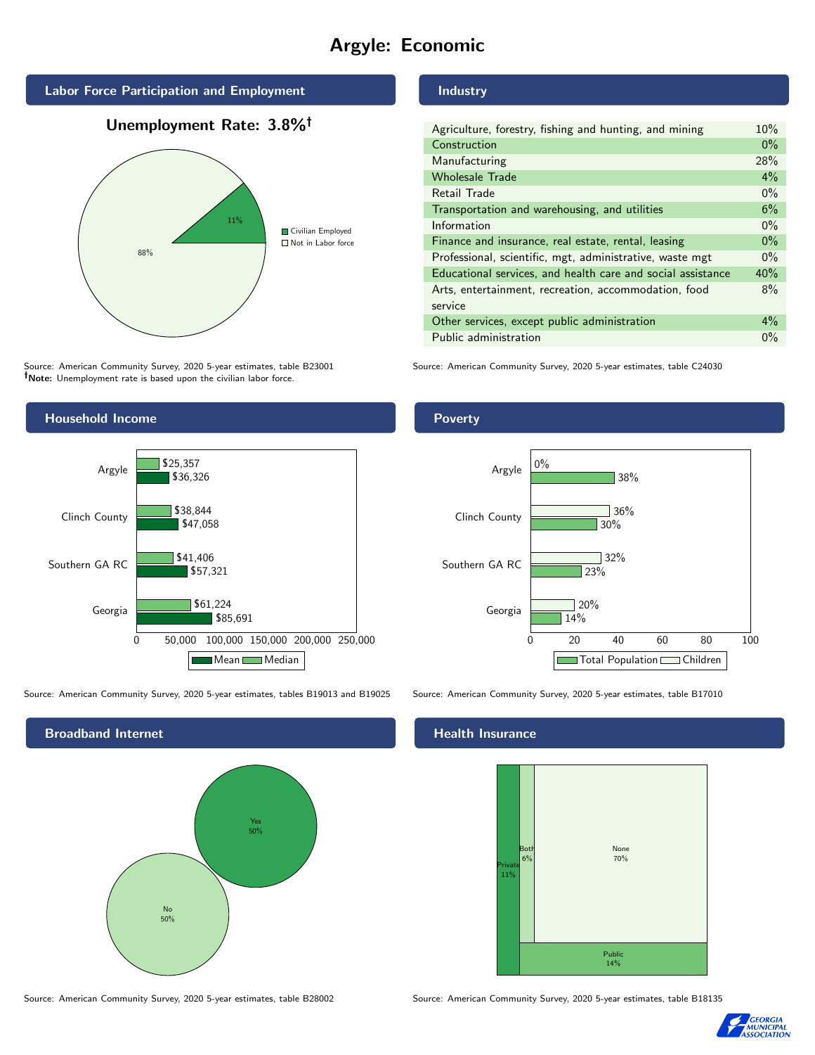# Argyle: Economic

## Labor Force Participation and Employment

**Unemployment Rate: 3.8%†**

11%
88%
Civilian Employed
Not in Labor force

Source: American Community Survey, 2020 5-year estimates, table B23001
**†Note:** Unemployment rate is based upon the civilian labor force.

## Industry

| | |
|---|---|
| Agriculture, forestry, fishing and hunting, and mining | 10% |
| Construction | 0% |
| Manufacturing | 28% |
| Wholesale Trade | 4% |
| Retail Trade | 0% |
| Transportation and warehousing, and utilities | 6% |
| Information | 0% |
| Finance and insurance, real estate, rental, leasing | 0% |
| Professional, scientific, mgt, administrative, waste mgt | 0% |
| Educational services, and health care and social assistance | 40% |
| Arts, entertainment, recreation, accommodation, food service | 8% |
| Other services, except public administration | 4% |
| Public administration | 0% |

Source: American Community Survey, 2020 5-year estimates, table C24030

## Household Income

Argyle
$25,357
$36,326
Clinch County
$38,844
$47,058
Southern GA RC
$41,406
$57,321
Georgia
$61,224
$85,691

0 50,000 100,000 150,000 200,000 250,000

Mean Median

Source: American Community Survey, 2020 5-year estimates, tables B19013 and B19025

## Poverty

Argyle
0%
38%
Clinch County
36%
30%
Southern GA RC
32%
23%
Georgia
20%
14%

0 20 40 60 80 100

Total Population Children

Source: American Community Survey, 2020 5-year estimates, table B17010

## Broadband Internet

Yes
50%
No
50%

Source: American Community Survey, 2020 5-year estimates, table B28002

## Health Insurance

Private
11%
Both
6%
None
70%
Public
14%

Source: American Community Survey, 2020 5-year estimates, table B18135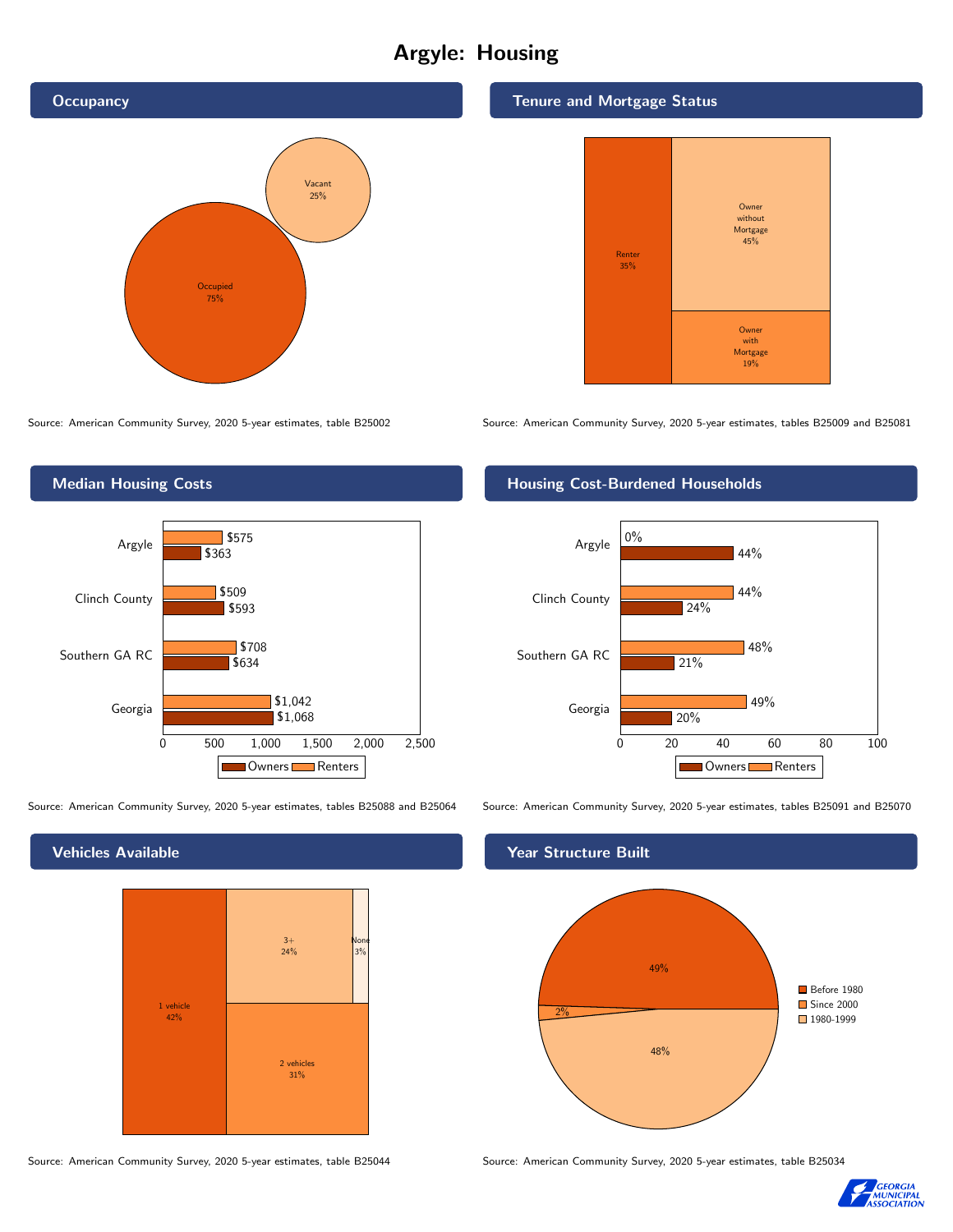# Argyle: Housing

## Occupancy

Vacant
25%

Occupied
75%

Source: American Community Survey, 2020 5-year estimates, table B25002

## Tenure and Mortgage Status

Renter
35%

Owner
without
Mortgage
45%

Owner
with
Mortgage
19%

Source: American Community Survey, 2020 5-year estimates, tables B25009 and B25081

## Median Housing Costs

Argyle
$575
$363

Clinch County
$509
$593

Southern GA RC
$708
$634

Georgia
$1,042
$1,068

0 500 1,000 1,500 2,000 2,500

Owners Renters

Source: American Community Survey, 2020 5-year estimates, tables B25088 and B25064

## Housing Cost-Burdened Households

Argyle
0%
44%

Clinch County
44%
24%

Southern GA RC
48%
21%

Georgia
49%
20%

0 20 40 60 80 100

Owners Renters

Source: American Community Survey, 2020 5-year estimates, tables B25091 and B25070

## Vehicles Available

1 vehicle
42%

3+
24%

None
3%

2 vehicles
31%

Source: American Community Survey, 2020 5-year estimates, table B25044

## Year Structure Built

49%

2%

48%

Before 1980
Since 2000
1980-1999

Source: American Community Survey, 2020 5-year estimates, table B25034

GEORGIA MUNICIPAL ASSOCIATION